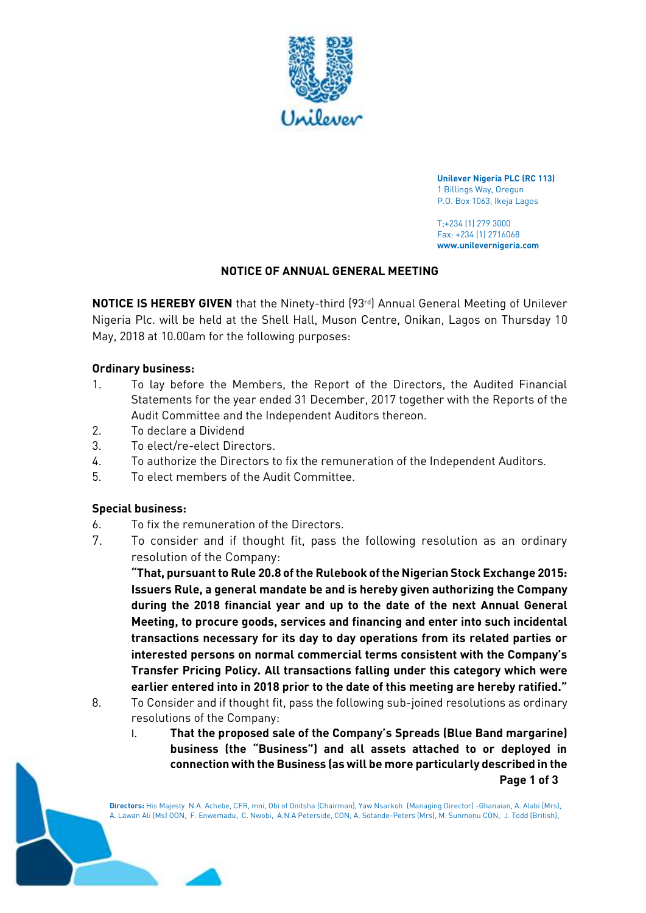**Unilever Nigeria PLC (RC 113)**
1 Billings Way, Oregun
P.O. Box 1063, Ikeja Lagos

T;+234 (1) 279 3000
Fax: +234 (1) 2716068
**www.unilevernigeria.com**

## NOTICE OF ANNUAL GENERAL MEETING

**NOTICE IS HEREBY GIVEN** that the Ninety-third (93rd) Annual General Meeting of Unilever Nigeria Plc. will be held at the Shell Hall, Muson Centre, Onikan, Lagos on Thursday 10 May, 2018 at 10.00am for the following purposes:

**Ordinary business:**

1. To lay before the Members, the Report of the Directors, the Audited Financial Statements for the year ended 31 December, 2017 together with the Reports of the Audit Committee and the Independent Auditors thereon.
2. To declare a Dividend
3. To elect/re-elect Directors.
4. To authorize the Directors to fix the remuneration of the Independent Auditors.
5. To elect members of the Audit Committee.

**Special business:**

6. To fix the remuneration of the Directors.
7. To consider and if thought fit, pass the following resolution as an ordinary resolution of the Company:

   **"That, pursuant to Rule 20.8 of the Rulebook of the Nigerian Stock Exchange 2015: Issuers Rule, a general mandate be and is hereby given authorizing the Company during the 2018 financial year and up to the date of the next Annual General Meeting, to procure goods, services and financing and enter into such incidental transactions necessary for its day to day operations from its related parties or interested persons on normal commercial terms consistent with the Company's Transfer Pricing Policy. All transactions falling under this category which were earlier entered into in 2018 prior to the date of this meeting are hereby ratified."**

8. To Consider and if thought fit, pass the following sub-joined resolutions as ordinary resolutions of the Company:

   I. **That the proposed sale of the Company's Spreads (Blue Band margarine) business (the "Business") and all assets attached to or deployed in connection with the Business (as will be more particularly described in the**

**Directors:** His Majesty N.A. Achebe, CFR, mni, Obi of Onitsha (Chairman), Yaw Nsarkoh (Managing Director) -Ghanaian, A. Alabi (Mrs), A. Lawan Ali (Ms) OON, F. Enwemadu, C. Nwobi, A.N.A Peterside, CON, A. Sotande-Peters (Mrs), M. Sunmonu CON, J. Todd (British),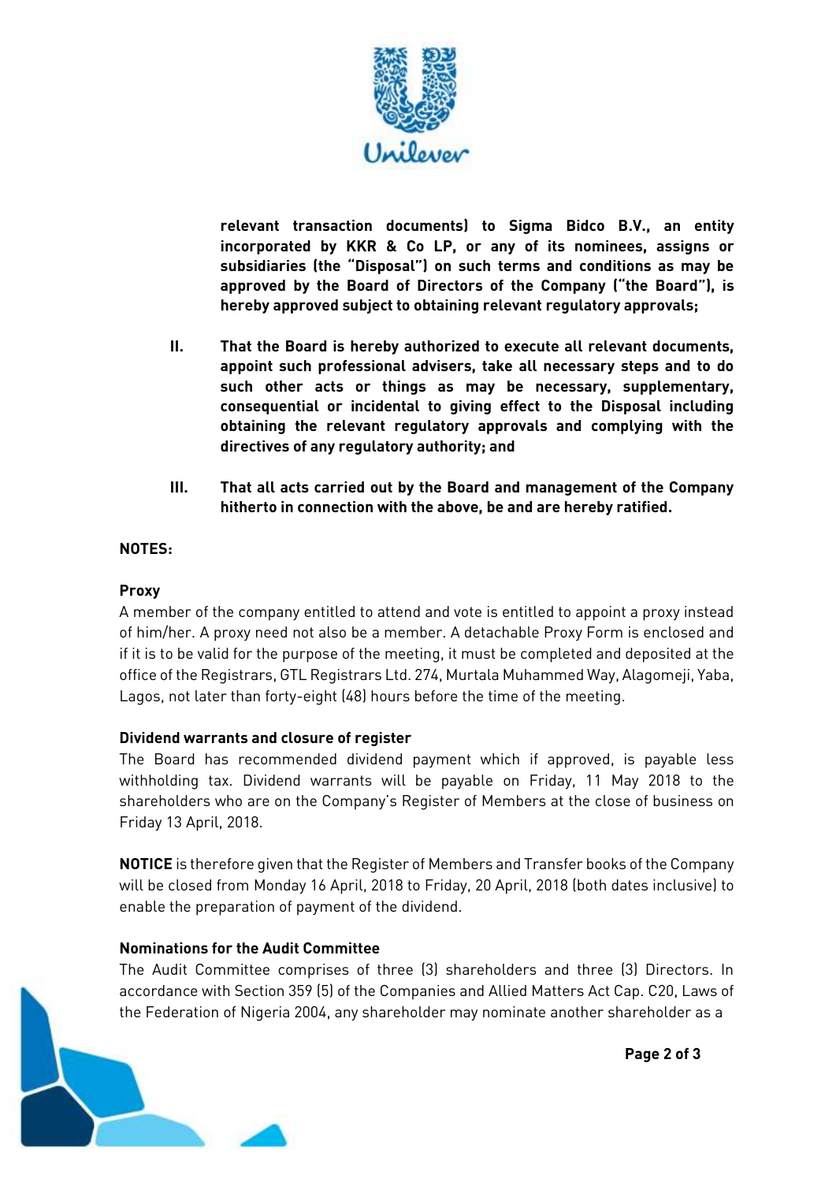**relevant transaction documents) to Sigma Bidco B.V., an entity incorporated by KKR & Co LP, or any of its nominees, assigns or subsidiaries (the "Disposal") on such terms and conditions as may be approved by the Board of Directors of the Company ("the Board"), is hereby approved subject to obtaining relevant regulatory approvals;**

II. **That the Board is hereby authorized to execute all relevant documents, appoint such professional advisers, take all necessary steps and to do such other acts or things as may be necessary, supplementary, consequential or incidental to giving effect to the Disposal including obtaining the relevant regulatory approvals and complying with the directives of any regulatory authority; and**

III. **That all acts carried out by the Board and management of the Company hitherto in connection with the above, be and are hereby ratified.**

**NOTES:**

**Proxy**

A member of the company entitled to attend and vote is entitled to appoint a proxy instead of him/her. A proxy need not also be a member. A detachable Proxy Form is enclosed and if it is to be valid for the purpose of the meeting, it must be completed and deposited at the office of the Registrars, GTL Registrars Ltd. 274, Murtala Muhammed Way, Alagomeji, Yaba, Lagos, not later than forty-eight (48) hours before the time of the meeting.

**Dividend warrants and closure of register**

The Board has recommended dividend payment which if approved, is payable less withholding tax. Dividend warrants will be payable on Friday, 11 May 2018 to the shareholders who are on the Company's Register of Members at the close of business on Friday 13 April, 2018.

**NOTICE** is therefore given that the Register of Members and Transfer books of the Company will be closed from Monday 16 April, 2018 to Friday, 20 April, 2018 (both dates inclusive) to enable the preparation of payment of the dividend.

**Nominations for the Audit Committee**

The Audit Committee comprises of three (3) shareholders and three (3) Directors. In accordance with Section 359 (5) of the Companies and Allied Matters Act Cap. C20, Laws of the Federation of Nigeria 2004, any shareholder may nominate another shareholder as a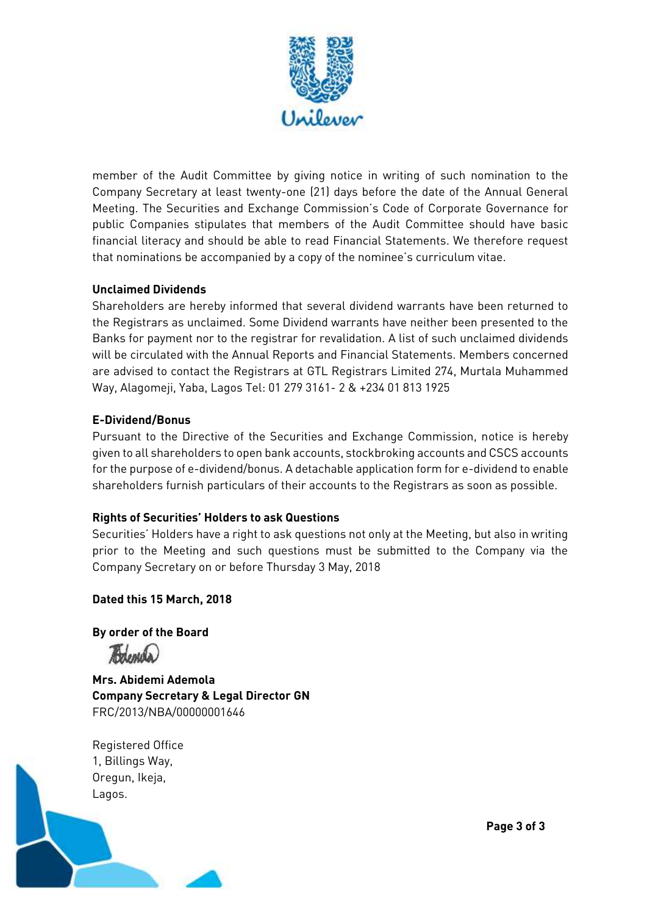member of the Audit Committee by giving notice in writing of such nomination to the Company Secretary at least twenty-one (21) days before the date of the Annual General Meeting. The Securities and Exchange Commission's Code of Corporate Governance for public Companies stipulates that members of the Audit Committee should have basic financial literacy and should be able to read Financial Statements. We therefore request that nominations be accompanied by a copy of the nominee's curriculum vitae.

**Unclaimed Dividends**

Shareholders are hereby informed that several dividend warrants have been returned to the Registrars as unclaimed. Some Dividend warrants have neither been presented to the Banks for payment nor to the registrar for revalidation. A list of such unclaimed dividends will be circulated with the Annual Reports and Financial Statements. Members concerned are advised to contact the Registrars at GTL Registrars Limited 274, Murtala Muhammed Way, Alagomeji, Yaba, Lagos Tel: 01 279 3161- 2 & +234 01 813 1925

**E-Dividend/Bonus**

Pursuant to the Directive of the Securities and Exchange Commission, notice is hereby given to all shareholders to open bank accounts, stockbroking accounts and CSCS accounts for the purpose of e-dividend/bonus. A detachable application form for e-dividend to enable shareholders furnish particulars of their accounts to the Registrars as soon as possible.

**Rights of Securities' Holders to ask Questions**

Securities' Holders have a right to ask questions not only at the Meeting, but also in writing prior to the Meeting and such questions must be submitted to the Company via the Company Secretary on or before Thursday 3 May, 2018

**Dated this 15 March, 2018**

**By order of the Board**

**Mrs. Abidemi Ademola**
**Company Secretary & Legal Director GN**
FRC/2013/NBA/00000001646

Registered Office
1, Billings Way,
Oregun, Ikeja,
Lagos.